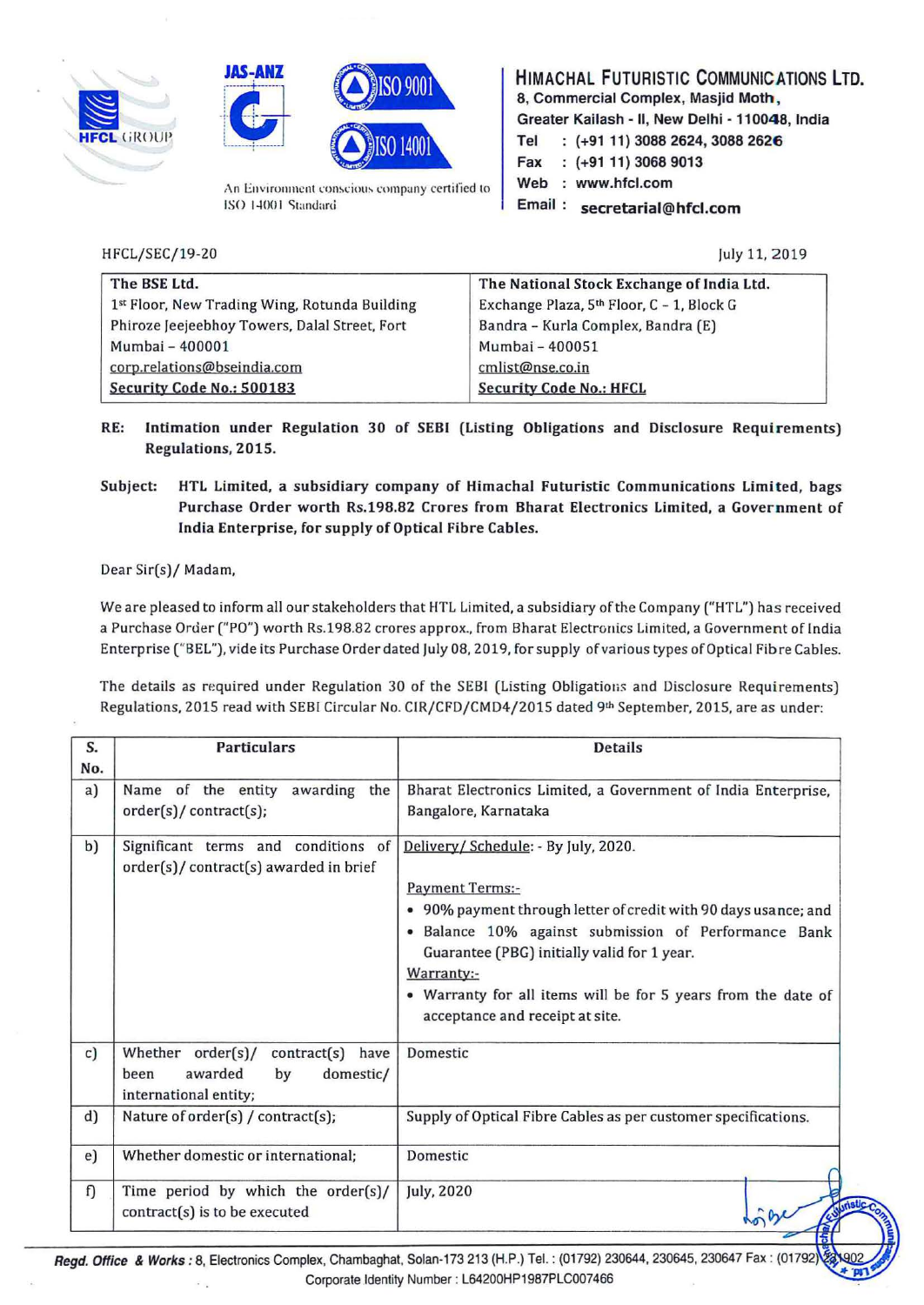**HIMACHAL FUTURISTIC COMMUNICATIONS LTD.**
8, Commercial Complex, Masjid Moth,
Greater Kailash - II, New Delhi - 110048, India
Tel : (+91 11) 3088 2624, 3088 2626
Fax : (+91 11) 3068 9013
Web : www.hfcl.com
Email : secretarial@hfcl.com

An Environment conscious company certified to ISO 14001 Standard

HFCL/SEC/19-20

July 11, 2019

| The BSE Ltd. | The National Stock Exchange of India Ltd. |
|---|---|
| 1st Floor, New Trading Wing, Rotunda Building | Exchange Plaza, 5th Floor, C - 1, Block G |
| Phiroze Jeejeebhoy Towers, Dalal Street, Fort | Bandra - Kurla Complex, Bandra (E) |
| Mumbai - 400001 | Mumbai - 400051 |
| corp.relations@bseindia.com | cmlist@nse.co.in |
| **Security Code No.: 500183** | **Security Code No.: HFCL** |

**RE: Intimation under Regulation 30 of SEBI (Listing Obligations and Disclosure Requirements) Regulations, 2015.**

**Subject: HTL Limited, a subsidiary company of Himachal Futuristic Communications Limited, bags Purchase Order worth Rs.198.82 Crores from Bharat Electronics Limited, a Government of India Enterprise, for supply of Optical Fibre Cables.**

Dear Sir(s)/ Madam,

We are pleased to inform all our stakeholders that HTL Limited, a subsidiary of the Company ("HTL") has received a Purchase Order ("PO") worth Rs.198.82 crores approx., from Bharat Electronics Limited, a Government of India Enterprise ("BEL"), vide its Purchase Order dated July 08, 2019, for supply of various types of Optical Fibre Cables.

The details as required under Regulation 30 of the SEBI (Listing Obligations and Disclosure Requirements) Regulations, 2015 read with SEBI Circular No. CIR/CFD/CMD4/2015 dated 9th September, 2015, are as under:

| S. No. | Particulars | Details |
|---|---|---|
| a) | Name of the entity awarding the order(s)/ contract(s); | Bharat Electronics Limited, a Government of India Enterprise, Bangalore, Karnataka |
| b) | Significant terms and conditions of order(s)/ contract(s) awarded in brief | Delivery/ Schedule: - By July, 2020.<br><br>Payment Terms:-<br>• 90% payment through letter of credit with 90 days usance; and<br>• Balance 10% against submission of Performance Bank Guarantee (PBG) initially valid for 1 year.<br>Warranty:-<br>• Warranty for all items will be for 5 years from the date of acceptance and receipt at site. |
| c) | Whether order(s)/ contract(s) have been awarded by domestic/ international entity; | Domestic |
| d) | Nature of order(s) / contract(s); | Supply of Optical Fibre Cables as per customer specifications. |
| e) | Whether domestic or international; | Domestic |
| f) | Time period by which the order(s)/ contract(s) is to be executed | July, 2020 |

**Regd. Office & Works :** 8, Electronics Complex, Chambaghat, Solan-173 213 (H.P.) Tel.: (01792) 230644, 230645, 230647 Fax : (01792) 231902
Corporate Identity Number : L64200HP1987PLC007466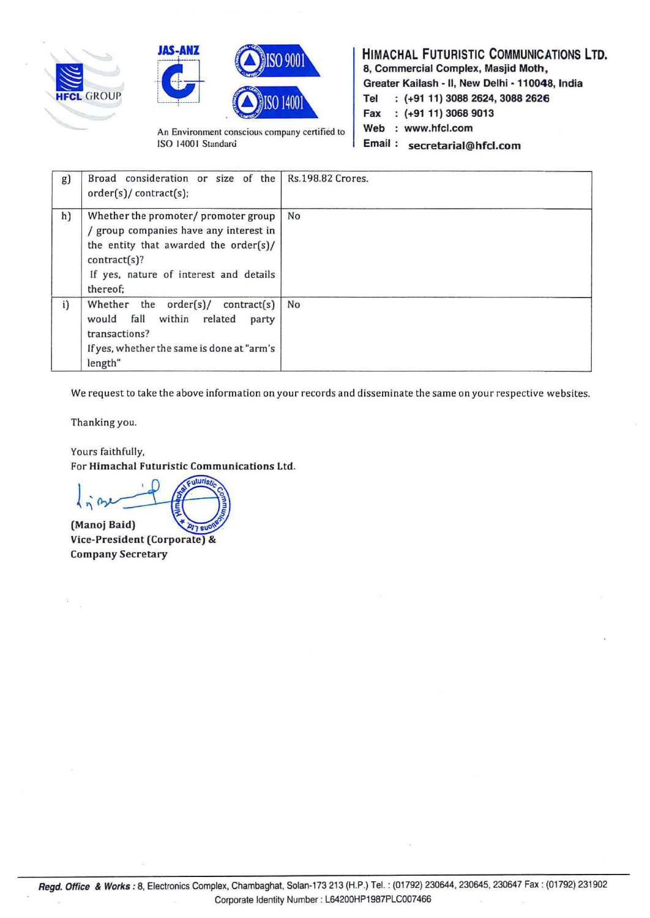| | | |
|---|---|---|
| g) | Broad consideration or size of the order(s)/ contract(s); | Rs.198.82 Crores. |
| h) | Whether the promoter/ promoter group / group companies have any interest in the entity that awarded the order(s)/ contract(s)?<br>If yes, nature of interest and details thereof; | No |
| i) | Whether the order(s)/ contract(s) would fall within related party transactions?<br>If yes, whether the same is done at "arm's length" | No |

We request to take the above information on your records and disseminate the same on your respective websites.

Thanking you.

Yours faithfully,
For **Himachal Futuristic Communications Ltd.**

**(Manoj Baid)**
**Vice-President (Corporate) &**
**Company Secretary**